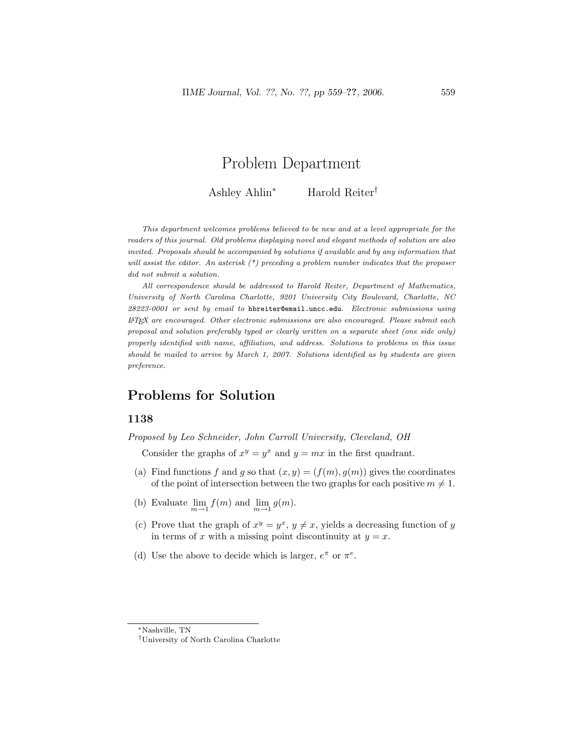# Problem Department

Ashley Ahlin[*] Harold Reiter[†]

*This department welcomes problems believed to be new and at a level appropriate for the readers of this journal. Old problems displaying novel and elegant methods of solution are also invited. Proposals should be accompanied by solutions if available and by any information that will assist the editor. An asterisk (*) preceding a problem number indicates that the proposer did not submit a solution.*

*All correspondence should be addressed to Harold Reiter, Department of Mathematics, University of North Carolina Charlotte, 9201 University City Boulevard, Charlotte, NC 28223-0001 or sent by email to* `hbreiter@email.uncc.edu`. *Electronic submissions using LaTeX are encouraged. Other electronic submissions are also encouraged. Please submit each proposal and solution preferably typed or clearly written on a separate sheet (one side only) properly identified with name, affiliation, and address. Solutions to problems in this issue should be mailed to arrive by March 1, 2007. Solutions identified as by students are given preference.*

## Problems for Solution

### 1138

*Proposed by Leo Schneider, John Carroll University, Cleveland, OH*

Consider the graphs of $x^y = y^x$ and $y = mx$ in the first quadrant.

(a) Find functions $f$ and $g$ so that $(x, y) = (f(m), g(m))$ gives the coordinates of the point of intersection between the two graphs for each positive $m \neq 1$.

(b) Evaluate $\lim\limits_{m \to 1} f(m)$ and $\lim\limits_{m \to 1} g(m)$.

(c) Prove that the graph of $x^y = y^x$, $y \neq x$, yields a decreasing function of $y$ in terms of $x$ with a missing point discontinuity at $y = x$.

(d) Use the above to decide which is larger, $e^\pi$ or $\pi^e$.

---

[*] Nashville, TN

[†] University of North Carolina Charlotte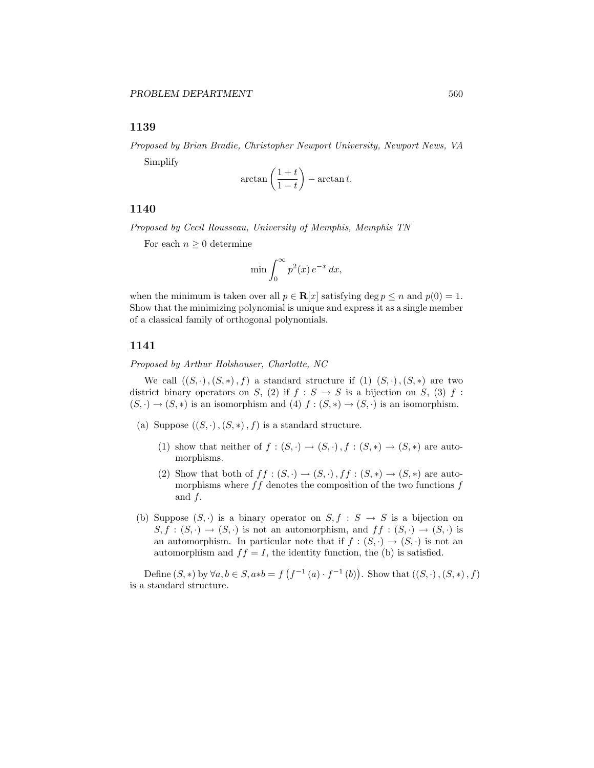## 1139

*Proposed by Brian Bradie, Christopher Newport University, Newport News, VA*

Simplify

$$\arctan\left(\frac{1+t}{1-t}\right) - \arctan t.$$

## 1140

*Proposed by Cecil Rousseau, University of Memphis, Memphis TN*

For each $n \geq 0$ determine

$$\min \int_0^\infty p^2(x)\, e^{-x}\, dx,$$

when the minimum is taken over all $p \in \mathbf{R}[x]$ satisfying $\deg p \leq n$ and $p(0) = 1$. Show that the minimizing polynomial is unique and express it as a single member of a classical family of orthogonal polynomials.

## 1141

*Proposed by Arthur Holshouser, Charlotte, NC*

We call $((S,\cdot),(S,*),f)$ a standard structure if (1) $(S,\cdot),(S,*)$ are two district binary operators on $S$, (2) if $f : S \to S$ is a bijection on $S$, (3) $f : (S,\cdot) \to (S,*)$ is an isomorphism and (4) $f : (S,*) \to (S,\cdot)$ is an isomorphism.

(a) Suppose $((S,\cdot),(S,*),f)$ is a standard structure.

  (1) show that neither of $f : (S,\cdot) \to (S,\cdot)$, $f : (S,*) \to (S,*)$ are automorphisms.

  (2) Show that both of $ff : (S,\cdot) \to (S,\cdot)$, $ff : (S,*) \to (S,*)$ are automorphisms where $ff$ denotes the composition of the two functions $f$ and $f$.

(b) Suppose $(S,\cdot)$ is a binary operator on $S, f : S \to S$ is a bijection on $S, f : (S,\cdot) \to (S,\cdot)$ is not an automorphism, and $ff : (S,\cdot) \to (S,\cdot)$ is an automorphism. In particular note that if $f : (S,\cdot) \to (S,\cdot)$ is not an automorphism and $ff = I$, the identity function, the (b) is satisfied.

Define $(S,*)$ by $\forall a, b \in S, a*b = f\left(f^{-1}(a) \cdot f^{-1}(b)\right)$. Show that $((S,\cdot),(S,*),f)$ is a standard structure.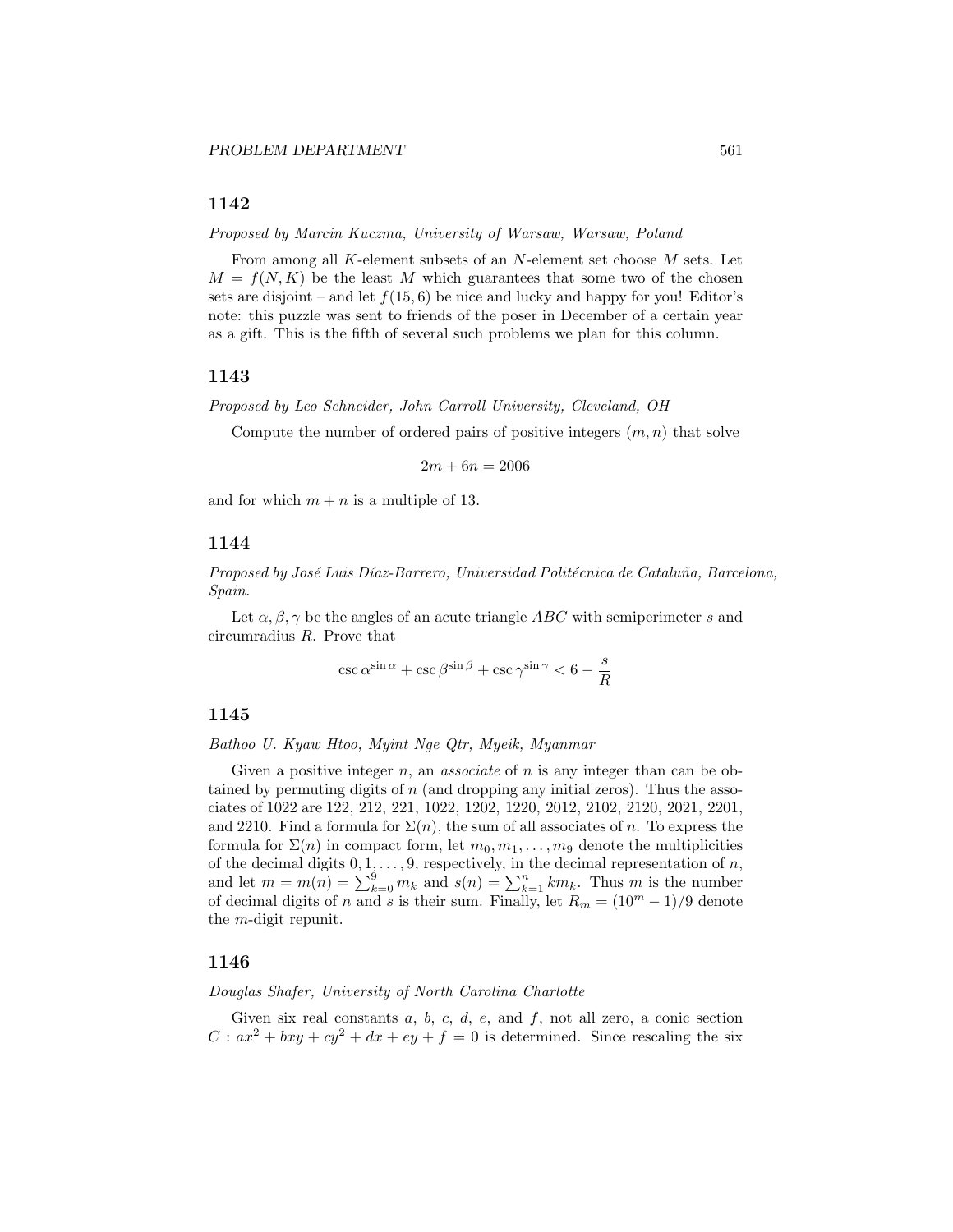## 1142

*Proposed by Marcin Kuczma, University of Warsaw, Warsaw, Poland*

From among all $K$-element subsets of an $N$-element set choose $M$ sets. Let $M = f(N, K)$ be the least $M$ which guarantees that some two of the chosen sets are disjoint – and let $f(15, 6)$ be nice and lucky and happy for you! Editor's note: this puzzle was sent to friends of the poser in December of a certain year as a gift. This is the fifth of several such problems we plan for this column.

## 1143

*Proposed by Leo Schneider, John Carroll University, Cleveland, OH*

Compute the number of ordered pairs of positive integers $(m, n)$ that solve

$$2m + 6n = 2006$$

and for which $m + n$ is a multiple of 13.

## 1144

*Proposed by José Luis Díaz-Barrero, Universidad Politécnica de Cataluña, Barcelona, Spain.*

Let $\alpha, \beta, \gamma$ be the angles of an acute triangle $ABC$ with semiperimeter $s$ and circumradius $R$. Prove that

$$\csc \alpha^{\sin \alpha} + \csc \beta^{\sin \beta} + \csc \gamma^{\sin \gamma} < 6 - \frac{s}{R}$$

## 1145

*Bathoo U. Kyaw Htoo, Myint Nge Qtr, Myeik, Myanmar*

Given a positive integer $n$, an *associate* of $n$ is any integer than can be obtained by permuting digits of $n$ (and dropping any initial zeros). Thus the associates of 1022 are 122, 212, 221, 1022, 1202, 1220, 2012, 2102, 2120, 2021, 2201, and 2210. Find a formula for $\Sigma(n)$, the sum of all associates of $n$. To express the formula for $\Sigma(n)$ in compact form, let $m_0, m_1, \ldots, m_9$ denote the multiplicities of the decimal digits $0, 1, \ldots, 9$, respectively, in the decimal representation of $n$, and let $m = m(n) = \sum_{k=0}^{9} m_k$ and $s(n) = \sum_{k=1}^{n} km_k$. Thus $m$ is the number of decimal digits of $n$ and $s$ is their sum. Finally, let $R_m = (10^m - 1)/9$ denote the $m$-digit repunit.

## 1146

*Douglas Shafer, University of North Carolina Charlotte*

Given six real constants $a$, $b$, $c$, $d$, $e$, and $f$, not all zero, a conic section $C : ax^2 + bxy + cy^2 + dx + ey + f = 0$ is determined. Since rescaling the six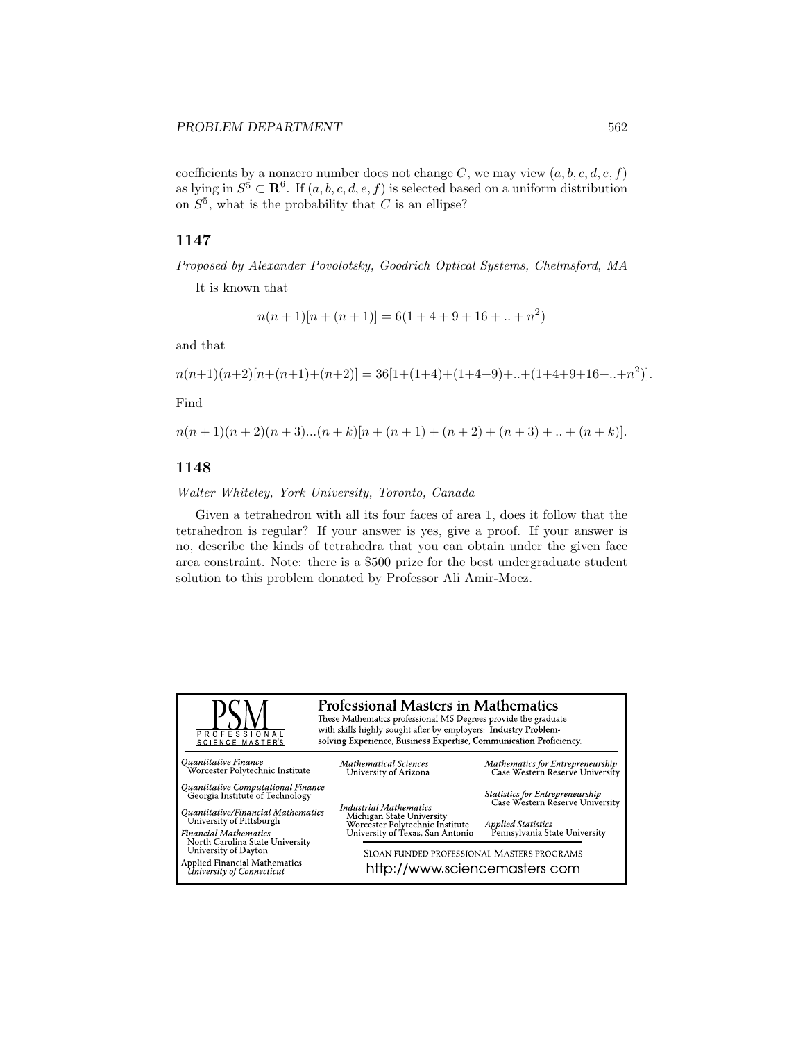coefficients by a nonzero number does not change $C$, we may view $(a, b, c, d, e, f)$ as lying in $S^5 \subset \mathbf{R}^6$. If $(a, b, c, d, e, f)$ is selected based on a uniform distribution on $S^5$, what is the probability that $C$ is an ellipse?

## 1147

*Proposed by Alexander Povolotsky, Goodrich Optical Systems, Chelmsford, MA*

It is known that

$$n(n+1)[n+(n+1)] = 6(1+4+9+16+..+n^2)$$

and that

$$n(n+1)(n+2)[n+(n+1)+(n+2)] = 36[1+(1+4)+(1+4+9)+..+(1+4+9+16+..+n^2)].$$

Find

$$n(n+1)(n+2)(n+3)...(n+k)[n+(n+1)+(n+2)+(n+3)+..+(n+k)].$$

## 1148

*Walter Whiteley, York University, Toronto, Canada*

Given a tetrahedron with all its four faces of area 1, does it follow that the tetrahedron is regular? If your answer is yes, give a proof. If your answer is no, describe the kinds of tetrahedra that you can obtain under the given face area constraint. Note: there is a $500 prize for the best undergraduate student solution to this problem donated by Professor Ali Amir-Moez.

PSM
PROFESSIONAL
SCIENCE MASTER'S

**Professional Masters in Mathematics**

These Mathematics professional MS Degrees provide the graduate with skills highly sought after by employers: **Industry Problem-solving Experience, Business Expertise, Communication Proficiency.**

*Quantitative Finance*
Worcester Polytechnic Institute

*Quantitative Computational Finance*
Georgia Institute of Technology

*Quantitative/Financial Mathematics*
University of Pittsburgh

*Financial Mathematics*
North Carolina State University
University of Dayton

Applied Financial Mathematics
*University of Connecticut*

*Mathematical Sciences*
University of Arizona

*Industrial Mathematics*
Michigan State University
Worcester Polytechnic Institute
University of Texas, San Antonio

*Mathematics for Entrepreneurship*
Case Western Reserve University

*Statistics for Entrepreneurship*
Case Western Reserve University

*Applied Statistics*
Pennsylvania State University

SLOAN FUNDED PROFESSIONAL MASTERS PROGRAMS

http://www.sciencemasters.com